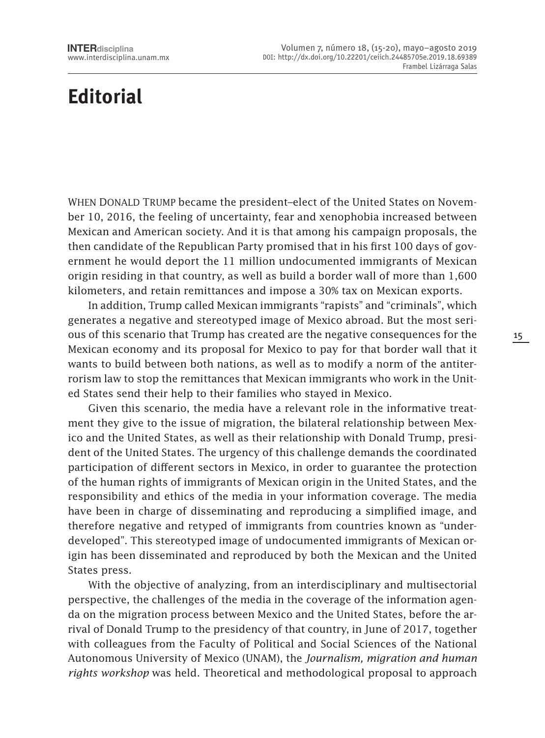# Editorial

When Donald Trump became the president–elect of the United States on November 10, 2016, the feeling of uncertainty, fear and xenophobia increased between Mexican and American society. And it is that among his campaign proposals, the then candidate of the Republican Party promised that in his first 100 days of government he would deport the 11 million undocumented immigrants of Mexican origin residing in that country, as well as build a border wall of more than 1,600 kilometers, and retain remittances and impose a 30% tax on Mexican exports.

In addition, Trump called Mexican immigrants "rapists" and "criminals", which generates a negative and stereotyped image of Mexico abroad. But the most serious of this scenario that Trump has created are the negative consequences for the Mexican economy and its proposal for Mexico to pay for that border wall that it wants to build between both nations, as well as to modify a norm of the antiterrorism law to stop the remittances that Mexican immigrants who work in the United States send their help to their families who stayed in Mexico.

Given this scenario, the media have a relevant role in the informative treatment they give to the issue of migration, the bilateral relationship between Mexico and the United States, as well as their relationship with Donald Trump, president of the United States. The urgency of this challenge demands the coordinated participation of different sectors in Mexico, in order to guarantee the protection of the human rights of immigrants of Mexican origin in the United States, and the responsibility and ethics of the media in your information coverage. The media have been in charge of disseminating and reproducing a simplified image, and therefore negative and retyped of immigrants from countries known as "underdeveloped". This stereotyped image of undocumented immigrants of Mexican origin has been disseminated and reproduced by both the Mexican and the United States press.

With the objective of analyzing, from an interdisciplinary and multisectorial perspective, the challenges of the media in the coverage of the information agenda on the migration process between Mexico and the United States, before the arrival of Donald Trump to the presidency of that country, in June of 2017, together with colleagues from the Faculty of Political and Social Sciences of the National Autonomous University of Mexico (UNAM), the *Journalism, migration and human rights workshop* was held. Theoretical and methodological proposal to approach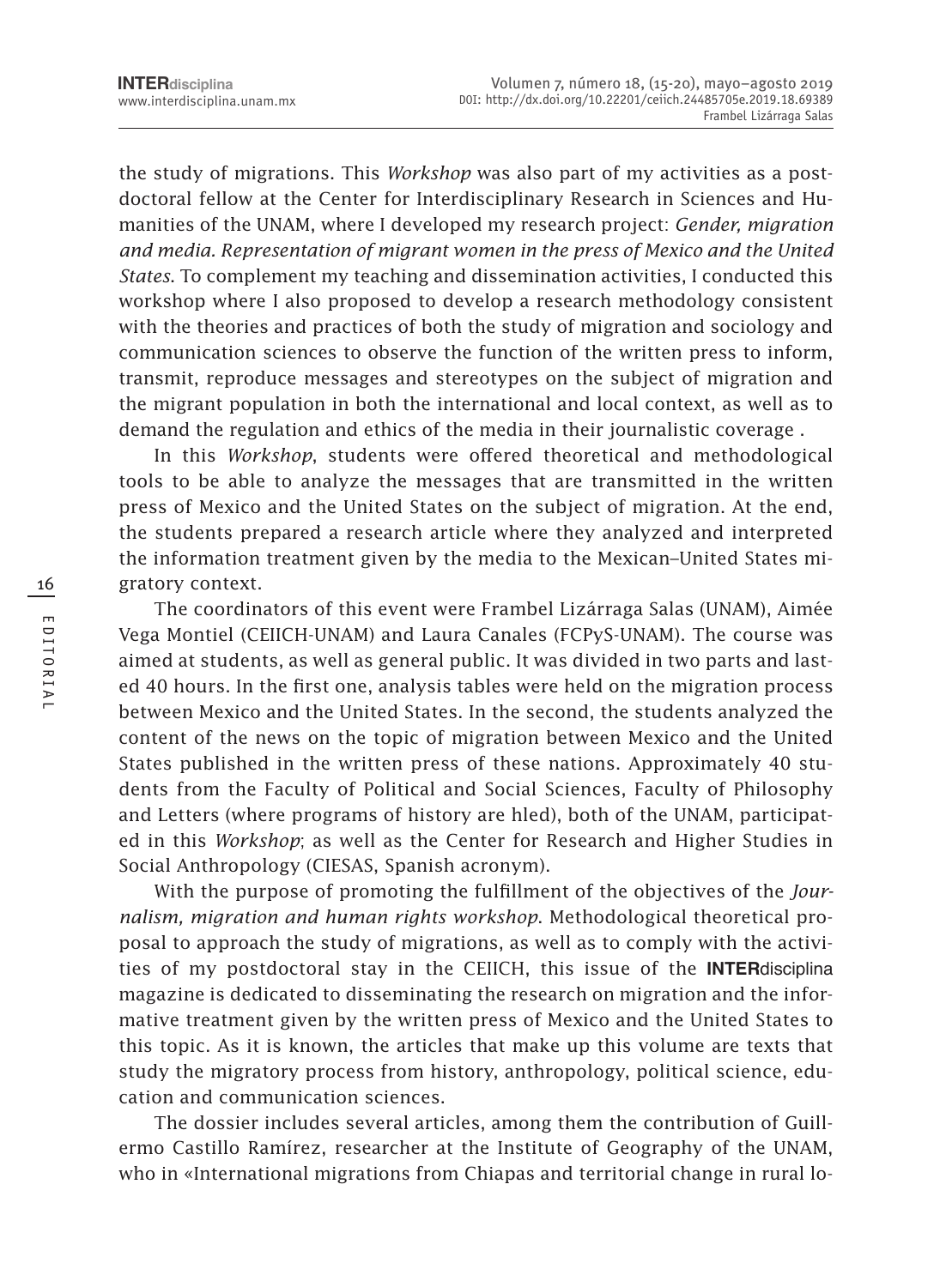the study of migrations. This *Workshop* was also part of my activities as a postdoctoral fellow at the Center for Interdisciplinary Research in Sciences and Humanities of the UNAM, where I developed my research project: *Gender, migration and media. Representation of migrant women in the press of Mexico and the United States*. To complement my teaching and dissemination activities, I conducted this workshop where I also proposed to develop a research methodology consistent with the theories and practices of both the study of migration and sociology and communication sciences to observe the function of the written press to inform, transmit, reproduce messages and stereotypes on the subject of migration and the migrant population in both the international and local context, as well as to demand the regulation and ethics of the media in their journalistic coverage .

In this *Workshop*, students were offered theoretical and methodological tools to be able to analyze the messages that are transmitted in the written press of Mexico and the United States on the subject of migration. At the end, the students prepared a research article where they analyzed and interpreted the information treatment given by the media to the Mexican–United States migratory context.

The coordinators of this event were Frambel Lizárraga Salas (UNAM), Aimée Vega Montiel (CEIICH-UNAM) and Laura Canales (FCPyS-UNAM). The course was aimed at students, as well as general public. It was divided in two parts and lasted 40 hours. In the first one, analysis tables were held on the migration process between Mexico and the United States. In the second, the students analyzed the content of the news on the topic of migration between Mexico and the United States published in the written press of these nations. Approximately 40 students from the Faculty of Political and Social Sciences, Faculty of Philosophy and Letters (where programs of history are hled), both of the UNAM, participated in this *Workshop*; as well as the Center for Research and Higher Studies in Social Anthropology (CIESAS, Spanish acronym).

With the purpose of promoting the fulfillment of the objectives of the *Journalism, migration and human rights workshop*. Methodological theoretical proposal to approach the study of migrations, as well as to comply with the activities of my postdoctoral stay in the CEIICH, this issue of the **INTER**disciplina magazine is dedicated to disseminating the research on migration and the informative treatment given by the written press of Mexico and the United States to this topic. As it is known, the articles that make up this volume are texts that study the migratory process from history, anthropology, political science, education and communication sciences.

The dossier includes several articles, among them the contribution of Guillermo Castillo Ramírez, researcher at the Institute of Geography of the UNAM, who in «International migrations from Chiapas and territorial change in rural lo-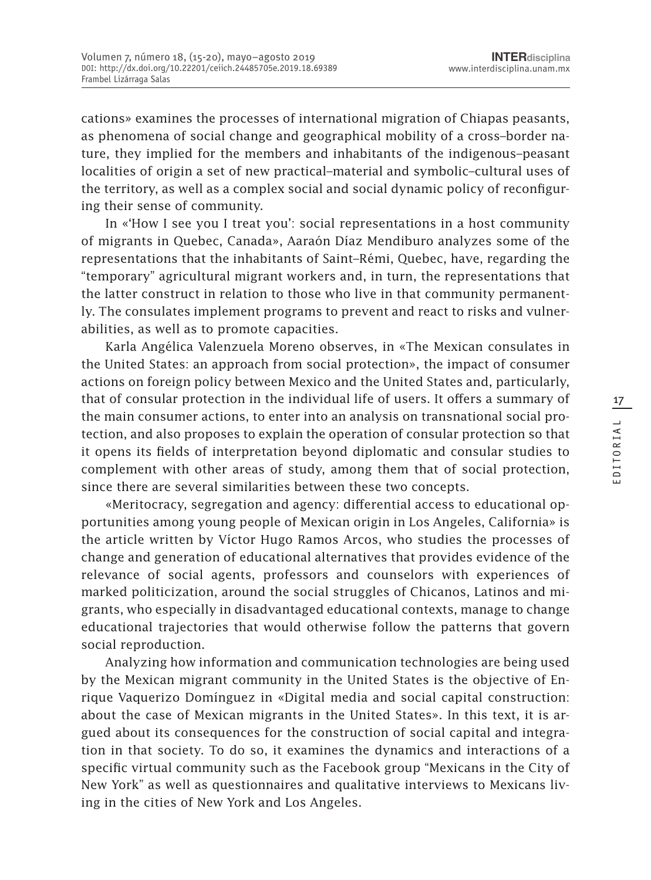cations» examines the processes of international migration of Chiapas peasants, as phenomena of social change and geographical mobility of a cross–border nature, they implied for the members and inhabitants of the indigenous–peasant localities of origin a set of new practical–material and symbolic–cultural uses of the territory, as well as a complex social and social dynamic policy of reconfiguring their sense of community.

In «'How I see you I treat you': social representations in a host community of migrants in Quebec, Canada», Aaraón Díaz Mendiburo analyzes some of the representations that the inhabitants of Saint–Rémi, Quebec, have, regarding the "temporary" agricultural migrant workers and, in turn, the representations that the latter construct in relation to those who live in that community permanently. The consulates implement programs to prevent and react to risks and vulnerabilities, as well as to promote capacities.

Karla Angélica Valenzuela Moreno observes, in «The Mexican consulates in the United States: an approach from social protection», the impact of consumer actions on foreign policy between Mexico and the United States and, particularly, that of consular protection in the individual life of users. It offers a summary of the main consumer actions, to enter into an analysis on transnational social protection, and also proposes to explain the operation of consular protection so that it opens its fields of interpretation beyond diplomatic and consular studies to complement with other areas of study, among them that of social protection, since there are several similarities between these two concepts.

«Meritocracy, segregation and agency: differential access to educational opportunities among young people of Mexican origin in Los Angeles, California» is the article written by Víctor Hugo Ramos Arcos, who studies the processes of change and generation of educational alternatives that provides evidence of the relevance of social agents, professors and counselors with experiences of marked politicization, around the social struggles of Chicanos, Latinos and migrants, who especially in disadvantaged educational contexts, manage to change educational trajectories that would otherwise follow the patterns that govern social reproduction.

Analyzing how information and communication technologies are being used by the Mexican migrant community in the United States is the objective of Enrique Vaquerizo Domínguez in «Digital media and social capital construction: about the case of Mexican migrants in the United States». In this text, it is argued about its consequences for the construction of social capital and integration in that society. To do so, it examines the dynamics and interactions of a specific virtual community such as the Facebook group "Mexicans in the City of New York" as well as questionnaires and qualitative interviews to Mexicans living in the cities of New York and Los Angeles.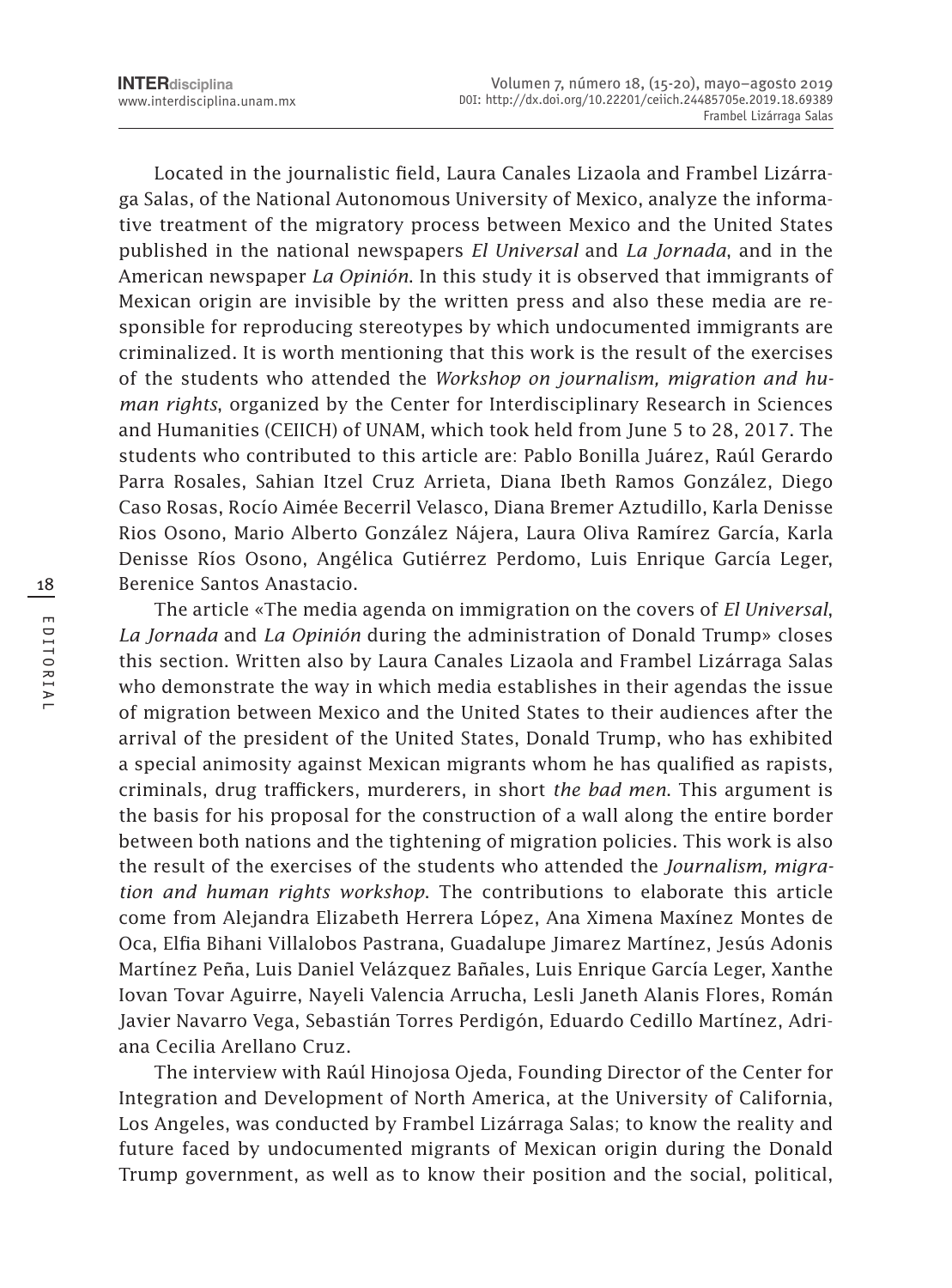Located in the journalistic field, Laura Canales Lizaola and Frambel Lizárraga Salas, of the National Autonomous University of Mexico, analyze the informative treatment of the migratory process between Mexico and the United States published in the national newspapers *El Universal* and *La Jornada*, and in the American newspaper *La Opinión*. In this study it is observed that immigrants of Mexican origin are invisible by the written press and also these media are responsible for reproducing stereotypes by which undocumented immigrants are criminalized. It is worth mentioning that this work is the result of the exercises of the students who attended the *Workshop on journalism, migration and human rights*, organized by the Center for Interdisciplinary Research in Sciences and Humanities (CEIICH) of UNAM, which took held from June 5 to 28, 2017. The students who contributed to this article are: Pablo Bonilla Juárez, Raúl Gerardo Parra Rosales, Sahian Itzel Cruz Arrieta, Diana Ibeth Ramos González, Diego Caso Rosas, Rocío Aimée Becerril Velasco, Diana Bremer Aztudillo, Karla Denisse Rios Osono, Mario Alberto González Nájera, Laura Oliva Ramírez García, Karla Denisse Ríos Osono, Angélica Gutiérrez Perdomo, Luis Enrique García Leger, Berenice Santos Anastacio.

The article «The media agenda on immigration on the covers of *El Universal*, *La Jornada* and *La Opinión* during the administration of Donald Trump» closes this section. Written also by Laura Canales Lizaola and Frambel Lizárraga Salas who demonstrate the way in which media establishes in their agendas the issue of migration between Mexico and the United States to their audiences after the arrival of the president of the United States, Donald Trump, who has exhibited a special animosity against Mexican migrants whom he has qualified as rapists, criminals, drug traffickers, murderers, in short *the bad men*. This argument is the basis for his proposal for the construction of a wall along the entire border between both nations and the tightening of migration policies. This work is also the result of the exercises of the students who attended the *Journalism, migration and human rights workshop*. The contributions to elaborate this article come from Alejandra Elizabeth Herrera López, Ana Ximena Maxínez Montes de Oca, Elfia Bihani Villalobos Pastrana, Guadalupe Jimarez Martínez, Jesús Adonis Martínez Peña, Luis Daniel Velázquez Bañales, Luis Enrique García Leger, Xanthe Iovan Tovar Aguirre, Nayeli Valencia Arrucha, Lesli Janeth Alanis Flores, Román Javier Navarro Vega, Sebastián Torres Perdigón, Eduardo Cedillo Martínez, Adriana Cecilia Arellano Cruz.

The interview with Raúl Hinojosa Ojeda, Founding Director of the Center for Integration and Development of North America, at the University of California, Los Angeles, was conducted by Frambel Lizárraga Salas; to know the reality and future faced by undocumented migrants of Mexican origin during the Donald Trump government, as well as to know their position and the social, political,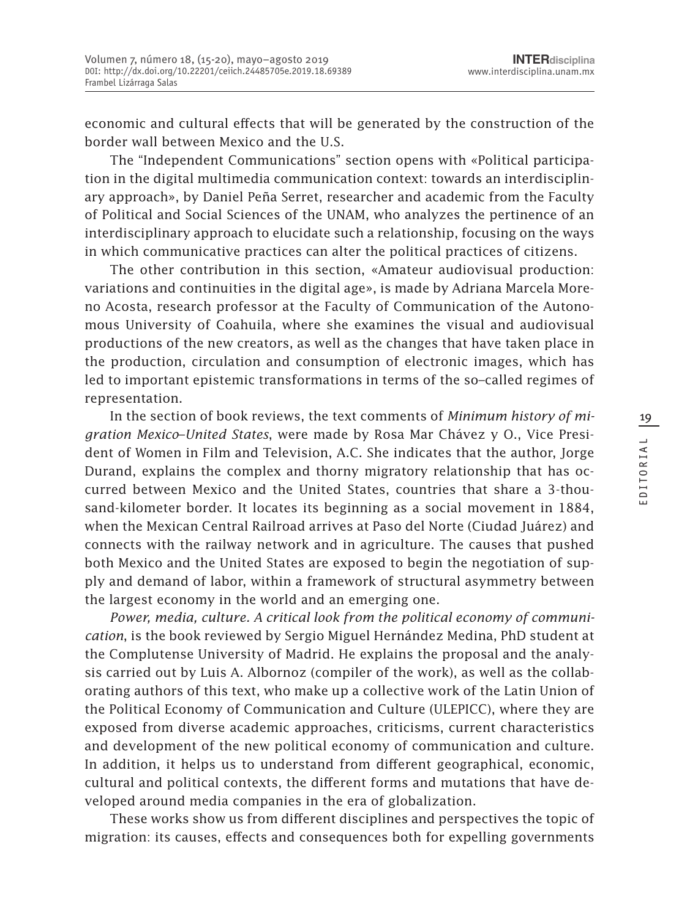economic and cultural effects that will be generated by the construction of the border wall between Mexico and the U.S.

The "Independent Communications" section opens with «Political participation in the digital multimedia communication context: towards an interdisciplinary approach», by Daniel Peña Serret, researcher and academic from the Faculty of Political and Social Sciences of the UNAM, who analyzes the pertinence of an interdisciplinary approach to elucidate such a relationship, focusing on the ways in which communicative practices can alter the political practices of citizens.

The other contribution in this section, «Amateur audiovisual production: variations and continuities in the digital age», is made by Adriana Marcela Moreno Acosta, research professor at the Faculty of Communication of the Autonomous University of Coahuila, where she examines the visual and audiovisual productions of the new creators, as well as the changes that have taken place in the production, circulation and consumption of electronic images, which has led to important epistemic transformations in terms of the so–called regimes of representation.

In the section of book reviews, the text comments of *Minimum history of migration Mexico–United States*, were made by Rosa Mar Chávez y O., Vice President of Women in Film and Television, A.C. She indicates that the author, Jorge Durand, explains the complex and thorny migratory relationship that has occurred between Mexico and the United States, countries that share a 3-thousand-kilometer border. It locates its beginning as a social movement in 1884, when the Mexican Central Railroad arrives at Paso del Norte (Ciudad Juárez) and connects with the railway network and in agriculture. The causes that pushed both Mexico and the United States are exposed to begin the negotiation of supply and demand of labor, within a framework of structural asymmetry between the largest economy in the world and an emerging one.

*Power, media, culture. A critical look from the political economy of communication*, is the book reviewed by Sergio Miguel Hernández Medina, PhD student at the Complutense University of Madrid. He explains the proposal and the analysis carried out by Luis A. Albornoz (compiler of the work), as well as the collaborating authors of this text, who make up a collective work of the Latin Union of the Political Economy of Communication and Culture (ULEPICC), where they are exposed from diverse academic approaches, criticisms, current characteristics and development of the new political economy of communication and culture. In addition, it helps us to understand from different geographical, economic, cultural and political contexts, the different forms and mutations that have developed around media companies in the era of globalization.

These works show us from different disciplines and perspectives the topic of migration: its causes, effects and consequences both for expelling governments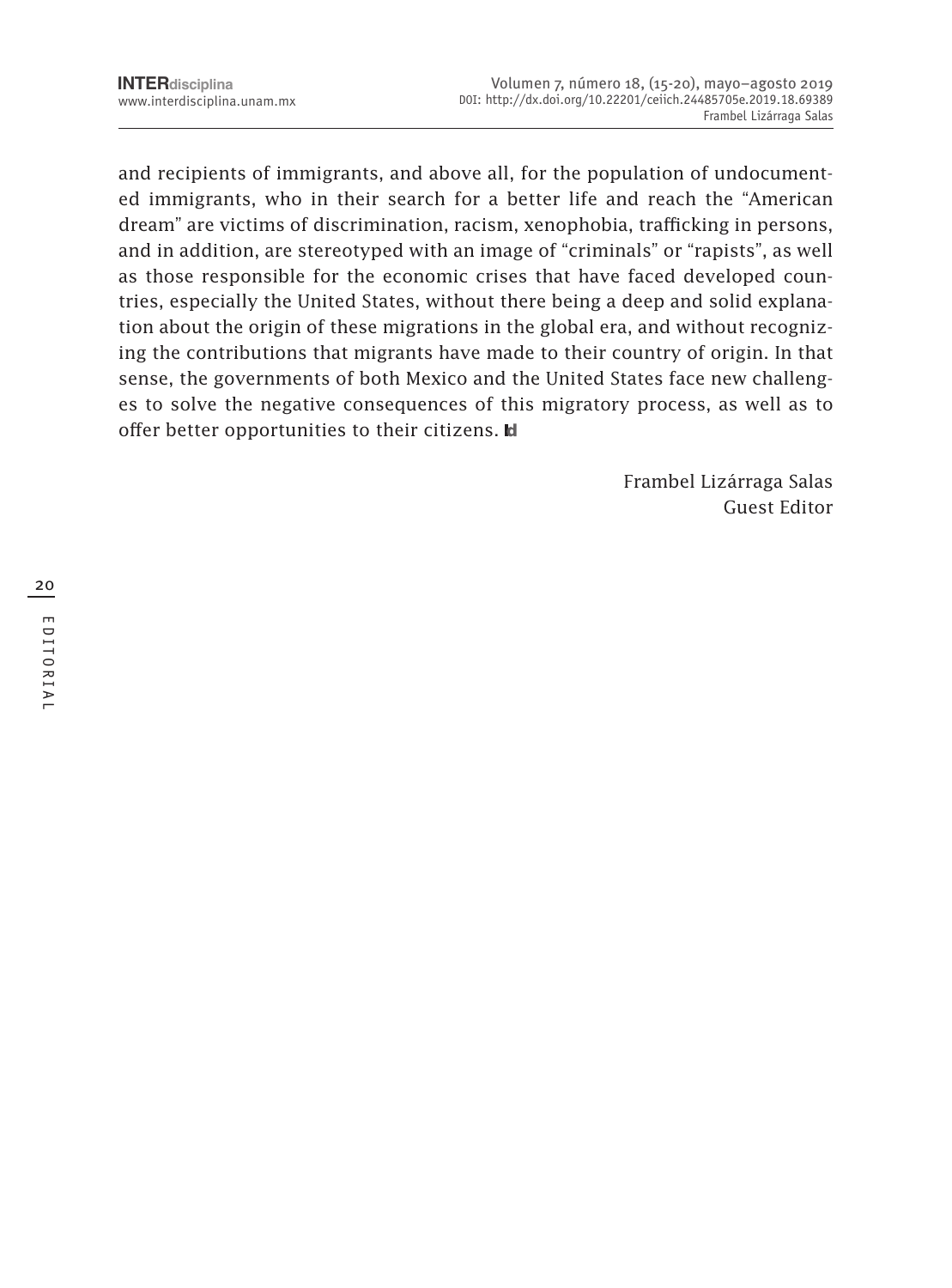and recipients of immigrants, and above all, for the population of undocumented immigrants, who in their search for a better life and reach the "American dream" are victims of discrimination, racism, xenophobia, trafficking in persons, and in addition, are stereotyped with an image of "criminals" or "rapists", as well as those responsible for the economic crises that have faced developed countries, especially the United States, without there being a deep and solid explanation about the origin of these migrations in the global era, and without recognizing the contributions that migrants have made to their country of origin. In that sense, the governments of both Mexico and the United States face new challenges to solve the negative consequences of this migratory process, as well as to offer better opportunities to their citizens.

Frambel Lizárraga Salas  
Guest Editor